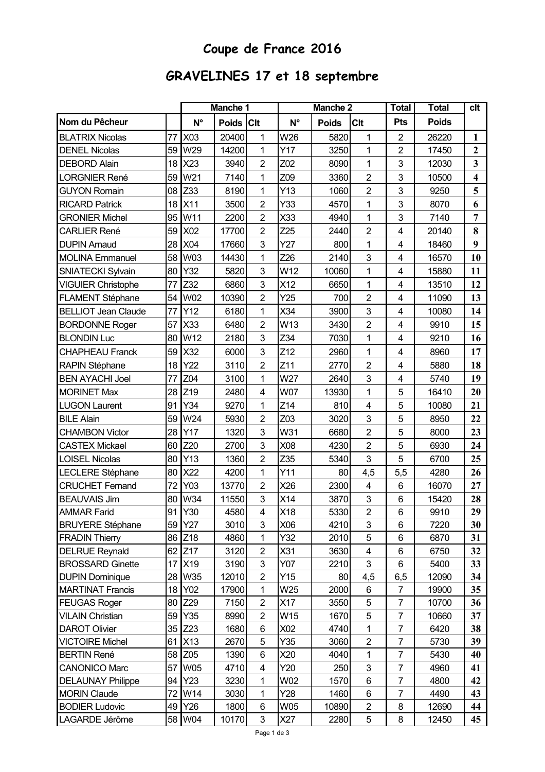# Coupe de France 2016

## GRAVELINES 17 et 18 septembre

| | | Manche 1 | | | Manche 2 | | | Total | Total | clt |
|---|---|---|---|---|---|---|---|---|---|---|
| Nom du Pêcheur | | N° | Poids | Clt | N° | Poids | Clt | Pts | Poids | |
| BLATRIX Nicolas | 77 | X03 | 20400 | 1 | W26 | 5820 | 1 | 2 | 26220 | 1 |
| DENEL Nicolas | 59 | W29 | 14200 | 1 | Y17 | 3250 | 1 | 2 | 17450 | 2 |
| DEBORD Alain | 18 | X23 | 3940 | 2 | Z02 | 8090 | 1 | 3 | 12030 | 3 |
| LORGNIER René | 59 | W21 | 7140 | 1 | Z09 | 3360 | 2 | 3 | 10500 | 4 |
| GUYON Romain | 08 | Z33 | 8190 | 1 | Y13 | 1060 | 2 | 3 | 9250 | 5 |
| RICARD Patrick | 18 | X11 | 3500 | 2 | Y33 | 4570 | 1 | 3 | 8070 | 6 |
| GRONIER Michel | 95 | W11 | 2200 | 2 | X33 | 4940 | 1 | 3 | 7140 | 7 |
| CARLIER René | 59 | X02 | 17700 | 2 | Z25 | 2440 | 2 | 4 | 20140 | 8 |
| DUPIN Arnaud | 28 | X04 | 17660 | 3 | Y27 | 800 | 1 | 4 | 18460 | 9 |
| MOLINA Emmanuel | 58 | W03 | 14430 | 1 | Z26 | 2140 | 3 | 4 | 16570 | 10 |
| SNIATECKI Sylvain | 80 | Y32 | 5820 | 3 | W12 | 10060 | 1 | 4 | 15880 | 11 |
| VIGUIER Christophe | 77 | Z32 | 6860 | 3 | X12 | 6650 | 1 | 4 | 13510 | 12 |
| FLAMENT Stéphane | 54 | W02 | 10390 | 2 | Y25 | 700 | 2 | 4 | 11090 | 13 |
| BELLIOT Jean Claude | 77 | Y12 | 6180 | 1 | X34 | 3900 | 3 | 4 | 10080 | 14 |
| BORDONNE Roger | 57 | X33 | 6480 | 2 | W13 | 3430 | 2 | 4 | 9910 | 15 |
| BLONDIN Luc | 80 | W12 | 2180 | 3 | Z34 | 7030 | 1 | 4 | 9210 | 16 |
| CHAPHEAU Franck | 59 | X32 | 6000 | 3 | Z12 | 2960 | 1 | 4 | 8960 | 17 |
| RAPIN Stéphane | 18 | Y22 | 3110 | 2 | Z11 | 2770 | 2 | 4 | 5880 | 18 |
| BEN AYACHI Joel | 77 | Z04 | 3100 | 1 | W27 | 2640 | 3 | 4 | 5740 | 19 |
| MORINET Max | 28 | Z19 | 2480 | 4 | W07 | 13930 | 1 | 5 | 16410 | 20 |
| LUGON Laurent | 91 | Y34 | 9270 | 1 | Z14 | 810 | 4 | 5 | 10080 | 21 |
| BILE Alain | 59 | W24 | 5930 | 2 | Z03 | 3020 | 3 | 5 | 8950 | 22 |
| CHAMBON Victor | 28 | Y17 | 1320 | 3 | W31 | 6680 | 2 | 5 | 8000 | 23 |
| CASTEX Mickael | 60 | Z20 | 2700 | 3 | X08 | 4230 | 2 | 5 | 6930 | 24 |
| LOISEL Nicolas | 80 | Y13 | 1360 | 2 | Z35 | 5340 | 3 | 5 | 6700 | 25 |
| LECLERE Stéphane | 80 | X22 | 4200 | 1 | Y11 | 80 | 4,5 | 5,5 | 4280 | 26 |
| CRUCHET Fernand | 72 | Y03 | 13770 | 2 | X26 | 2300 | 4 | 6 | 16070 | 27 |
| BEAUVAIS Jim | 80 | W34 | 11550 | 3 | X14 | 3870 | 3 | 6 | 15420 | 28 |
| AMMAR Farid | 91 | Y30 | 4580 | 4 | X18 | 5330 | 2 | 6 | 9910 | 29 |
| BRUYERE Stéphane | 59 | Y27 | 3010 | 3 | X06 | 4210 | 3 | 6 | 7220 | 30 |
| FRADIN Thierry | 86 | Z18 | 4860 | 1 | Y32 | 2010 | 5 | 6 | 6870 | 31 |
| DELRUE Reynald | 62 | Z17 | 3120 | 2 | X31 | 3630 | 4 | 6 | 6750 | 32 |
| BROSSARD Ginette | 17 | X19 | 3190 | 3 | Y07 | 2210 | 3 | 6 | 5400 | 33 |
| DUPIN Dominique | 28 | W35 | 12010 | 2 | Y15 | 80 | 4,5 | 6,5 | 12090 | 34 |
| MARTINAT Francis | 18 | Y02 | 17900 | 1 | W25 | 2000 | 6 | 7 | 19900 | 35 |
| FEUGAS Roger | 80 | Z29 | 7150 | 2 | X17 | 3550 | 5 | 7 | 10700 | 36 |
| VILAIN Christian | 59 | Y35 | 8990 | 2 | W15 | 1670 | 5 | 7 | 10660 | 37 |
| DAROT Olivier | 35 | Z23 | 1680 | 6 | X02 | 4740 | 1 | 7 | 6420 | 38 |
| VICTOIRE Michel | 61 | X13 | 2670 | 5 | Y35 | 3060 | 2 | 7 | 5730 | 39 |
| BERTIN René | 58 | Z05 | 1390 | 6 | X20 | 4040 | 1 | 7 | 5430 | 40 |
| CANONICO Marc | 57 | W05 | 4710 | 4 | Y20 | 250 | 3 | 7 | 4960 | 41 |
| DELAUNAY Philippe | 94 | Y23 | 3230 | 1 | W02 | 1570 | 6 | 7 | 4800 | 42 |
| MORIN Claude | 72 | W14 | 3030 | 1 | Y28 | 1460 | 6 | 7 | 4490 | 43 |
| BODIER Ludovic | 49 | Y26 | 1800 | 6 | W05 | 10890 | 2 | 8 | 12690 | 44 |
| LAGARDE Jérôme | 58 | W04 | 10170 | 3 | X27 | 2280 | 5 | 8 | 12450 | 45 |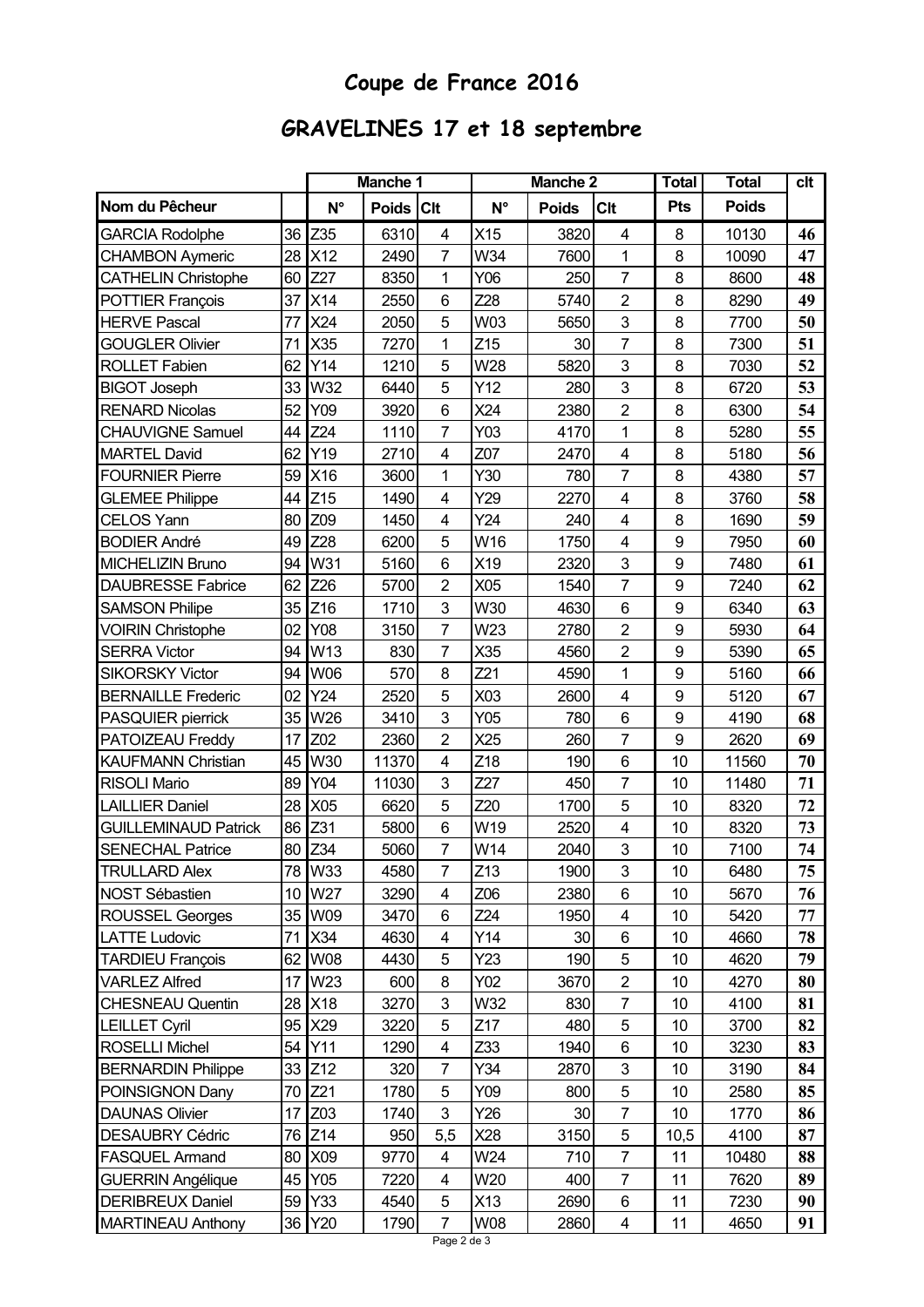# Coupe de France 2016

## GRAVELINES 17 et 18 septembre

| | | Manche 1 | | | Manche 2 | | | Total | Total | clt |
|---|---|---|---|---|---|---|---|---|---|---|
| Nom du Pêcheur | | N° | Poids | Clt | N° | Poids | Clt | Pts | Poids | |
| GARCIA Rodolphe | 36 | Z35 | 6310 | 4 | X15 | 3820 | 4 | 8 | 10130 | 46 |
| CHAMBON Aymeric | 28 | X12 | 2490 | 7 | W34 | 7600 | 1 | 8 | 10090 | 47 |
| CATHELIN Christophe | 60 | Z27 | 8350 | 1 | Y06 | 250 | 7 | 8 | 8600 | 48 |
| POTTIER François | 37 | X14 | 2550 | 6 | Z28 | 5740 | 2 | 8 | 8290 | 49 |
| HERVE Pascal | 77 | X24 | 2050 | 5 | W03 | 5650 | 3 | 8 | 7700 | 50 |
| GOUGLER Olivier | 71 | X35 | 7270 | 1 | Z15 | 30 | 7 | 8 | 7300 | 51 |
| ROLLET Fabien | 62 | Y14 | 1210 | 5 | W28 | 5820 | 3 | 8 | 7030 | 52 |
| BIGOT Joseph | 33 | W32 | 6440 | 5 | Y12 | 280 | 3 | 8 | 6720 | 53 |
| RENARD Nicolas | 52 | Y09 | 3920 | 6 | X24 | 2380 | 2 | 8 | 6300 | 54 |
| CHAUVIGNE Samuel | 44 | Z24 | 1110 | 7 | Y03 | 4170 | 1 | 8 | 5280 | 55 |
| MARTEL David | 62 | Y19 | 2710 | 4 | Z07 | 2470 | 4 | 8 | 5180 | 56 |
| FOURNIER Pierre | 59 | X16 | 3600 | 1 | Y30 | 780 | 7 | 8 | 4380 | 57 |
| GLEMEE Philippe | 44 | Z15 | 1490 | 4 | Y29 | 2270 | 4 | 8 | 3760 | 58 |
| CELOS Yann | 80 | Z09 | 1450 | 4 | Y24 | 240 | 4 | 8 | 1690 | 59 |
| BODIER André | 49 | Z28 | 6200 | 5 | W16 | 1750 | 4 | 9 | 7950 | 60 |
| MICHELIZIN Bruno | 94 | W31 | 5160 | 6 | X19 | 2320 | 3 | 9 | 7480 | 61 |
| DAUBRESSE Fabrice | 62 | Z26 | 5700 | 2 | X05 | 1540 | 7 | 9 | 7240 | 62 |
| SAMSON Philipe | 35 | Z16 | 1710 | 3 | W30 | 4630 | 6 | 9 | 6340 | 63 |
| VOIRIN Christophe | 02 | Y08 | 3150 | 7 | W23 | 2780 | 2 | 9 | 5930 | 64 |
| SERRA Victor | 94 | W13 | 830 | 7 | X35 | 4560 | 2 | 9 | 5390 | 65 |
| SIKORSKY Victor | 94 | W06 | 570 | 8 | Z21 | 4590 | 1 | 9 | 5160 | 66 |
| BERNAILLE Frederic | 02 | Y24 | 2520 | 5 | X03 | 2600 | 4 | 9 | 5120 | 67 |
| PASQUIER pierrick | 35 | W26 | 3410 | 3 | Y05 | 780 | 6 | 9 | 4190 | 68 |
| PATOIZEAU Freddy | 17 | Z02 | 2360 | 2 | X25 | 260 | 7 | 9 | 2620 | 69 |
| KAUFMANN Christian | 45 | W30 | 11370 | 4 | Z18 | 190 | 6 | 10 | 11560 | 70 |
| RISOLI Mario | 89 | Y04 | 11030 | 3 | Z27 | 450 | 7 | 10 | 11480 | 71 |
| LAILLIER Daniel | 28 | X05 | 6620 | 5 | Z20 | 1700 | 5 | 10 | 8320 | 72 |
| GUILLEMINAUD Patrick | 86 | Z31 | 5800 | 6 | W19 | 2520 | 4 | 10 | 8320 | 73 |
| SENECHAL Patrice | 80 | Z34 | 5060 | 7 | W14 | 2040 | 3 | 10 | 7100 | 74 |
| TRULLARD Alex | 78 | W33 | 4580 | 7 | Z13 | 1900 | 3 | 10 | 6480 | 75 |
| NOST Sébastien | 10 | W27 | 3290 | 4 | Z06 | 2380 | 6 | 10 | 5670 | 76 |
| ROUSSEL Georges | 35 | W09 | 3470 | 6 | Z24 | 1950 | 4 | 10 | 5420 | 77 |
| LATTE Ludovic | 71 | X34 | 4630 | 4 | Y14 | 30 | 6 | 10 | 4660 | 78 |
| TARDIEU François | 62 | W08 | 4430 | 5 | Y23 | 190 | 5 | 10 | 4620 | 79 |
| VARLEZ Alfred | 17 | W23 | 600 | 8 | Y02 | 3670 | 2 | 10 | 4270 | 80 |
| CHESNEAU Quentin | 28 | X18 | 3270 | 3 | W32 | 830 | 7 | 10 | 4100 | 81 |
| LEILLET Cyril | 95 | X29 | 3220 | 5 | Z17 | 480 | 5 | 10 | 3700 | 82 |
| ROSELLI Michel | 54 | Y11 | 1290 | 4 | Z33 | 1940 | 6 | 10 | 3230 | 83 |
| BERNARDIN Philippe | 33 | Z12 | 320 | 7 | Y34 | 2870 | 3 | 10 | 3190 | 84 |
| POINSIGNON Dany | 70 | Z21 | 1780 | 5 | Y09 | 800 | 5 | 10 | 2580 | 85 |
| DAUNAS Olivier | 17 | Z03 | 1740 | 3 | Y26 | 30 | 7 | 10 | 1770 | 86 |
| DESAUBRY Cédric | 76 | Z14 | 950 | 5,5 | X28 | 3150 | 5 | 10,5 | 4100 | 87 |
| FASQUEL Armand | 80 | X09 | 9770 | 4 | W24 | 710 | 7 | 11 | 10480 | 88 |
| GUERRIN Angélique | 45 | Y05 | 7220 | 4 | W20 | 400 | 7 | 11 | 7620 | 89 |
| DERIBREUX Daniel | 59 | Y33 | 4540 | 5 | X13 | 2690 | 6 | 11 | 7230 | 90 |
| MARTINEAU Anthony | 36 | Y20 | 1790 | 7 | W08 | 2860 | 4 | 11 | 4650 | 91 |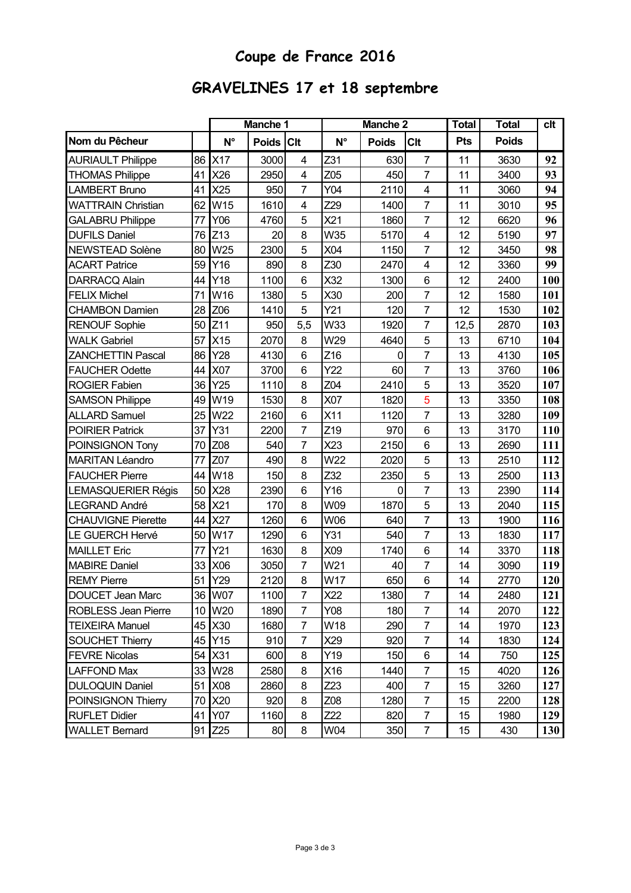# Coupe de France 2016

## GRAVELINES 17 et 18 septembre

| | | Manche 1 | | | Manche 2 | | | Total | Total | clt |
|---|---|---|---|---|---|---|---|---|---|---|
| Nom du Pêcheur | | N° | Poids | Clt | N° | Poids | Clt | Pts | Poids | |
| AURIAULT Philippe | 86 | X17 | 3000 | 4 | Z31 | 630 | 7 | 11 | 3630 | 92 |
| THOMAS Philippe | 41 | X26 | 2950 | 4 | Z05 | 450 | 7 | 11 | 3400 | 93 |
| LAMBERT Bruno | 41 | X25 | 950 | 7 | Y04 | 2110 | 4 | 11 | 3060 | 94 |
| WATTRAIN Christian | 62 | W15 | 1610 | 4 | Z29 | 1400 | 7 | 11 | 3010 | 95 |
| GALABRU Philippe | 77 | Y06 | 4760 | 5 | X21 | 1860 | 7 | 12 | 6620 | 96 |
| DUFILS Daniel | 76 | Z13 | 20 | 8 | W35 | 5170 | 4 | 12 | 5190 | 97 |
| NEWSTEAD Solène | 80 | W25 | 2300 | 5 | X04 | 1150 | 7 | 12 | 3450 | 98 |
| ACART Patrice | 59 | Y16 | 890 | 8 | Z30 | 2470 | 4 | 12 | 3360 | 99 |
| DARRACQ Alain | 44 | Y18 | 1100 | 6 | X32 | 1300 | 6 | 12 | 2400 | 100 |
| FELIX Michel | 71 | W16 | 1380 | 5 | X30 | 200 | 7 | 12 | 1580 | 101 |
| CHAMBON Damien | 28 | Z06 | 1410 | 5 | Y21 | 120 | 7 | 12 | 1530 | 102 |
| RENOUF Sophie | 50 | Z11 | 950 | 5,5 | W33 | 1920 | 7 | 12,5 | 2870 | 103 |
| WALK Gabriel | 57 | X15 | 2070 | 8 | W29 | 4640 | 5 | 13 | 6710 | 104 |
| ZANCHETTIN Pascal | 86 | Y28 | 4130 | 6 | Z16 | 0 | 7 | 13 | 4130 | 105 |
| FAUCHER Odette | 44 | X07 | 3700 | 6 | Y22 | 60 | 7 | 13 | 3760 | 106 |
| ROGIER Fabien | 36 | Y25 | 1110 | 8 | Z04 | 2410 | 5 | 13 | 3520 | 107 |
| SAMSON Philippe | 49 | W19 | 1530 | 8 | X07 | 1820 | 5 | 13 | 3350 | 108 |
| ALLARD Samuel | 25 | W22 | 2160 | 6 | X11 | 1120 | 7 | 13 | 3280 | 109 |
| POIRIER Patrick | 37 | Y31 | 2200 | 7 | Z19 | 970 | 6 | 13 | 3170 | 110 |
| POINSIGNON Tony | 70 | Z08 | 540 | 7 | X23 | 2150 | 6 | 13 | 2690 | 111 |
| MARITAN Léandro | 77 | Z07 | 490 | 8 | W22 | 2020 | 5 | 13 | 2510 | 112 |
| FAUCHER Pierre | 44 | W18 | 150 | 8 | Z32 | 2350 | 5 | 13 | 2500 | 113 |
| LEMASQUERIER Régis | 50 | X28 | 2390 | 6 | Y16 | 0 | 7 | 13 | 2390 | 114 |
| LEGRAND André | 58 | X21 | 170 | 8 | W09 | 1870 | 5 | 13 | 2040 | 115 |
| CHAUVIGNE Pierette | 44 | X27 | 1260 | 6 | W06 | 640 | 7 | 13 | 1900 | 116 |
| LE GUERCH Hervé | 50 | W17 | 1290 | 6 | Y31 | 540 | 7 | 13 | 1830 | 117 |
| MAILLET Eric | 77 | Y21 | 1630 | 8 | X09 | 1740 | 6 | 14 | 3370 | 118 |
| MABIRE Daniel | 33 | X06 | 3050 | 7 | W21 | 40 | 7 | 14 | 3090 | 119 |
| REMY Pierre | 51 | Y29 | 2120 | 8 | W17 | 650 | 6 | 14 | 2770 | 120 |
| DOUCET Jean Marc | 36 | W07 | 1100 | 7 | X22 | 1380 | 7 | 14 | 2480 | 121 |
| ROBLESS Jean Pierre | 10 | W20 | 1890 | 7 | Y08 | 180 | 7 | 14 | 2070 | 122 |
| TEIXEIRA Manuel | 45 | X30 | 1680 | 7 | W18 | 290 | 7 | 14 | 1970 | 123 |
| SOUCHET Thierry | 45 | Y15 | 910 | 7 | X29 | 920 | 7 | 14 | 1830 | 124 |
| FEVRE Nicolas | 54 | X31 | 600 | 8 | Y19 | 150 | 6 | 14 | 750 | 125 |
| LAFFOND Max | 33 | W28 | 2580 | 8 | X16 | 1440 | 7 | 15 | 4020 | 126 |
| DULOQUIN Daniel | 51 | X08 | 2860 | 8 | Z23 | 400 | 7 | 15 | 3260 | 127 |
| POINSIGNON Thierry | 70 | X20 | 920 | 8 | Z08 | 1280 | 7 | 15 | 2200 | 128 |
| RUFLET Didier | 41 | Y07 | 1160 | 8 | Z22 | 820 | 7 | 15 | 1980 | 129 |
| WALLET Bernard | 91 | Z25 | 80 | 8 | W04 | 350 | 7 | 15 | 430 | 130 |